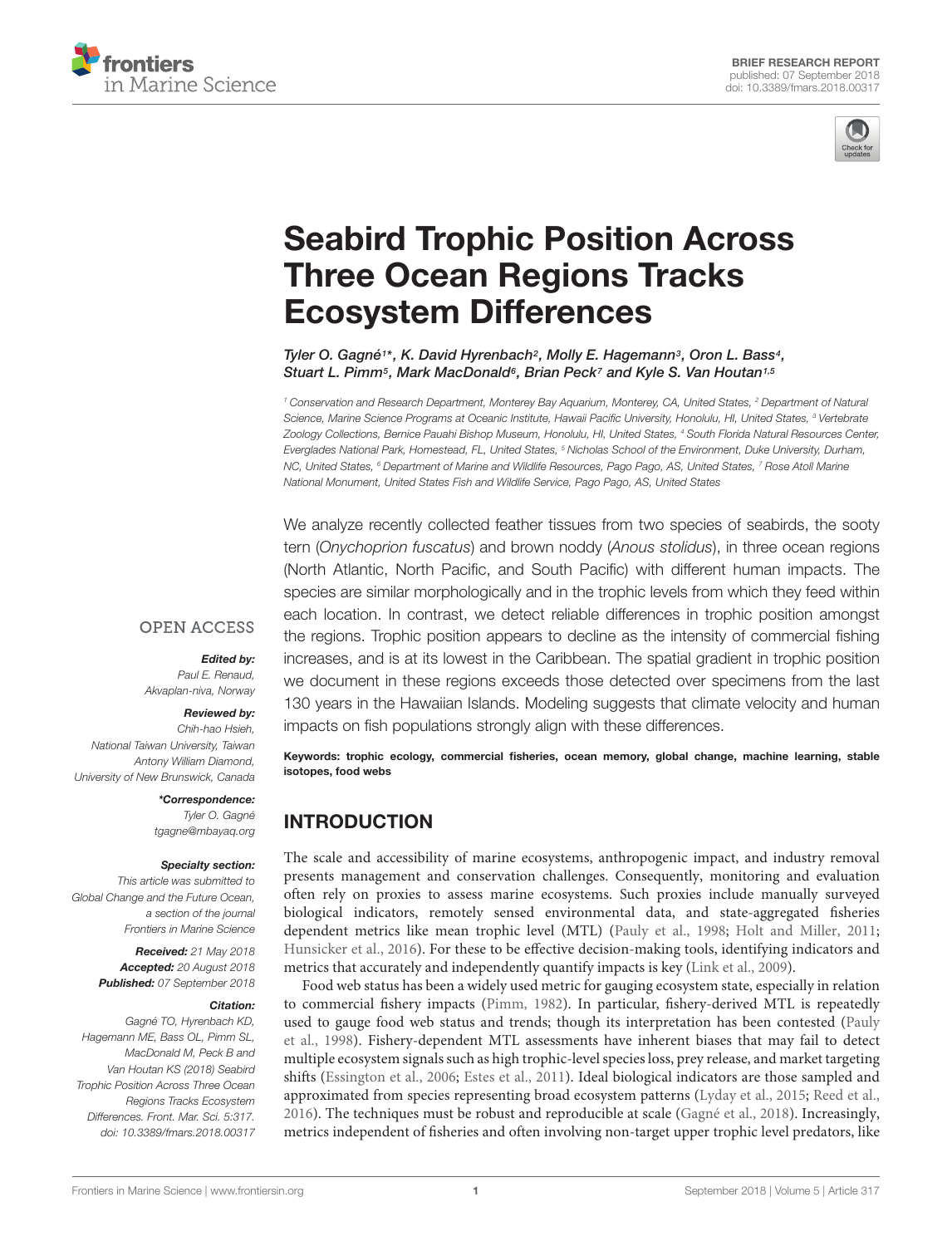BRIEF RESEARCH REPORT
published: 07 September 2018
doi: 10.3389/fmars.2018.00317

# Seabird Trophic Position Across Three Ocean Regions Tracks Ecosystem Differences

*Tyler O. Gagné[1]\*, K. David Hyrenbach[2], Molly E. Hagemann[3], Oron L. Bass[4], Stuart L. Pimm[5], Mark MacDonald[6], Brian Peck[7] and Kyle S. Van Houtan[1,5]*

[1] Conservation and Research Department, Monterey Bay Aquarium, Monterey, CA, United States, [2] Department of Natural Science, Marine Science Programs at Oceanic Institute, Hawaii Pacific University, Honolulu, HI, United States, [3] Vertebrate Zoology Collections, Bernice Pauahi Bishop Museum, Honolulu, HI, United States, [4] South Florida Natural Resources Center, Everglades National Park, Homestead, FL, United States, [5] Nicholas School of the Environment, Duke University, Durham, NC, United States, [6] Department of Marine and Wildlife Resources, Pago Pago, AS, United States, [7] Rose Atoll Marine National Monument, United States Fish and Wildlife Service, Pago Pago, AS, United States

OPEN ACCESS

***Edited by:***
Paul E. Renaud, Akvaplan-niva, Norway

***Reviewed by:***
Chih-hao Hsieh, National Taiwan University, Taiwan
Antony William Diamond, University of New Brunswick, Canada

***\*Correspondence:***
Tyler O. Gagné
tgagne@mbayaq.org

***Specialty section:***
This article was submitted to Global Change and the Future Ocean, a section of the journal Frontiers in Marine Science

***Received:*** 21 May 2018
***Accepted:*** 20 August 2018
***Published:*** 07 September 2018

***Citation:***
Gagné TO, Hyrenbach KD, Hagemann ME, Bass OL, Pimm SL, MacDonald M, Peck B and Van Houtan KS (2018) Seabird Trophic Position Across Three Ocean Regions Tracks Ecosystem Differences. Front. Mar. Sci. 5:317. doi: 10.3389/fmars.2018.00317

We analyze recently collected feather tissues from two species of seabirds, the sooty tern (*Onychoprion fuscatus*) and brown noddy (*Anous stolidus*), in three ocean regions (North Atlantic, North Pacific, and South Pacific) with different human impacts. The species are similar morphologically and in the trophic levels from which they feed within each location. In contrast, we detect reliable differences in trophic position amongst the regions. Trophic position appears to decline as the intensity of commercial fishing increases, and is at its lowest in the Caribbean. The spatial gradient in trophic position we document in these regions exceeds those detected over specimens from the last 130 years in the Hawaiian Islands. Modeling suggests that climate velocity and human impacts on fish populations strongly align with these differences.

**Keywords: trophic ecology, commercial fisheries, ocean memory, global change, machine learning, stable isotopes, food webs**

## INTRODUCTION

The scale and accessibility of marine ecosystems, anthropogenic impact, and industry removal presents management and conservation challenges. Consequently, monitoring and evaluation often rely on proxies to assess marine ecosystems. Such proxies include manually surveyed biological indicators, remotely sensed environmental data, and state-aggregated fisheries dependent metrics like mean trophic level (MTL) (Pauly et al., 1998; Holt and Miller, 2011; Hunsicker et al., 2016). For these to be effective decision-making tools, identifying indicators and metrics that accurately and independently quantify impacts is key (Link et al., 2009).

Food web status has been a widely used metric for gauging ecosystem state, especially in relation to commercial fishery impacts (Pimm, 1982). In particular, fishery-derived MTL is repeatedly used to gauge food web status and trends; though its interpretation has been contested (Pauly et al., 1998). Fishery-dependent MTL assessments have inherent biases that may fail to detect multiple ecosystem signals such as high trophic-level species loss, prey release, and market targeting shifts (Essington et al., 2006; Estes et al., 2011). Ideal biological indicators are those sampled and approximated from species representing broad ecosystem patterns (Lyday et al., 2015; Reed et al., 2016). The techniques must be robust and reproducible at scale (Gagné et al., 2018). Increasingly, metrics independent of fisheries and often involving non-target upper trophic level predators, like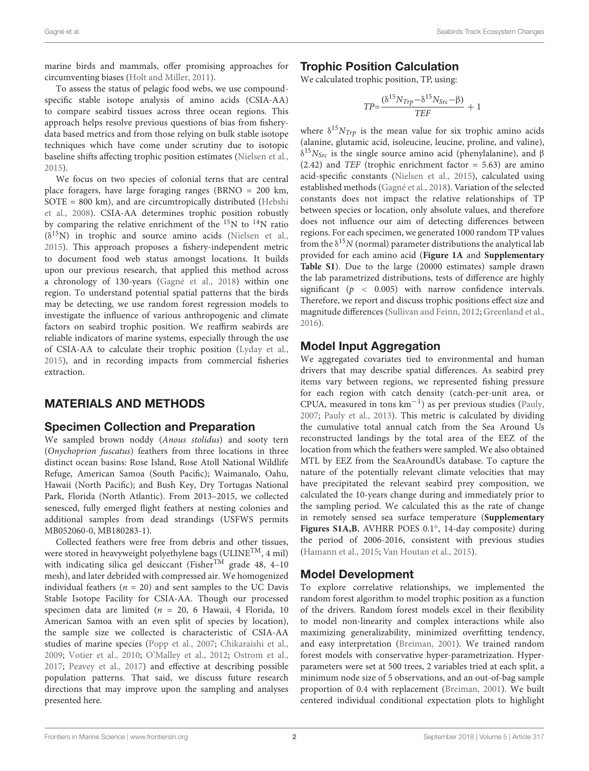marine birds and mammals, offer promising approaches for circumventing biases (Holt and Miller, 2011).

To assess the status of pelagic food webs, we use compound-specific stable isotope analysis of amino acids (CSIA-AA) to compare seabird tissues across three ocean regions. This approach helps resolve previous questions of bias from fishery-data based metrics and from those relying on bulk stable isotope techniques which have come under scrutiny due to isotopic baseline shifts affecting trophic position estimates (Nielsen et al., 2015).

We focus on two species of colonial terns that are central place foragers, have large foraging ranges (BRNO = 200 km, SOTE = 800 km), and are circumtropically distributed (Hebshi et al., 2008). CSIA-AA determines trophic position robustly by comparing the relative enrichment of the $^{15}N$ to $^{14}N$ ratio ($\delta^{15}N$) in trophic and source amino acids (Nielsen et al., 2015). This approach proposes a fishery-independent metric to document food web status amongst locations. It builds upon our previous research, that applied this method across a chronology of 130-years (Gagné et al., 2018) within one region. To understand potential spatial patterns that the birds may be detecting, we use random forest regression models to investigate the influence of various anthropogenic and climate factors on seabird trophic position. We reaffirm seabirds are reliable indicators of marine systems, especially through the use of CSIA-AA to calculate their trophic position (Lyday et al., 2015), and in recording impacts from commercial fisheries extraction.

## MATERIALS AND METHODS

### Specimen Collection and Preparation

We sampled brown noddy (*Anous stolidus*) and sooty tern (*Onychoprion fuscatus*) feathers from three locations in three distinct ocean basins: Rose Island, Rose Atoll National Wildlife Refuge, American Samoa (South Pacific); Waimanalo, Oahu, Hawaii (North Pacific); and Bush Key, Dry Tortugas National Park, Florida (North Atlantic). From 2013–2015, we collected senesced, fully emerged flight feathers at nesting colonies and additional samples from dead strandings (USFWS permits MB052060-0, MB180283-1).

Collected feathers were free from debris and other tissues, were stored in heavyweight polyethylene bags (ULINE™, 4 mil) with indicating silica gel desiccant (Fisher™ grade 48, 4–10 mesh), and later debrided with compressed air. We homogenized individual feathers ($n$ = 20) and sent samples to the UC Davis Stable Isotope Facility for CSIA-AA. Though our processed specimen data are limited ($n$ = 20, 6 Hawaii, 4 Florida, 10 American Samoa with an even split of species by location), the sample size we collected is characteristic of CSIA-AA studies of marine species (Popp et al., 2007; Chikaraishi et al., 2009; Votier et al., 2010; O'Malley et al., 2012; Ostrom et al., 2017; Peavey et al., 2017) and effective at describing possible population patterns. That said, we discuss future research directions that may improve upon the sampling and analyses presented here.

### Trophic Position Calculation

We calculated trophic position, TP, using:

$$TP = \frac{(\delta^{15}N_{Trp} - \delta^{15}N_{Src} - \beta)}{TEF} + 1$$

where $\delta^{15}N_{Trp}$ is the mean value for six trophic amino acids (alanine, glutamic acid, isoleucine, leucine, proline, and valine), $\delta^{15}N_{Src}$ is the single source amino acid (phenylalanine), and $\beta$ (2.42) and $TEF$ (trophic enrichment factor = 5.63) are amino acid-specific constants (Nielsen et al., 2015), calculated using established methods (Gagné et al., 2018). Variation of the selected constants does not impact the relative relationships of TP between species or location, only absolute values, and therefore does not influence our aim of detecting differences between regions. For each specimen, we generated 1000 random TP values from the $\delta^{15}N$ (normal) parameter distributions the analytical lab provided for each amino acid (**Figure 1A** and **Supplementary Table S1**). Due to the large (20000 estimates) sample drawn the lab parametrized distributions, tests of difference are highly significant ($p < 0.005$) with narrow confidence intervals. Therefore, we report and discuss trophic positions effect size and magnitude differences (Sullivan and Feinn, 2012; Greenland et al., 2016).

### Model Input Aggregation

We aggregated covariates tied to environmental and human drivers that may describe spatial differences. As seabird prey items vary between regions, we represented fishing pressure for each region with catch density (catch-per-unit area, or CPUA, measured in tons km$^{-1}$) as per previous studies (Pauly, 2007; Pauly et al., 2013). This metric is calculated by dividing the cumulative total annual catch from the Sea Around Us reconstructed landings by the total area of the EEZ of the location from which the feathers were sampled. We also obtained MTL by EEZ from the SeaAroundUs database. To capture the nature of the potentially relevant climate velocities that may have precipitated the relevant seabird prey composition, we calculated the 10-years change during and immediately prior to the sampling period. We calculated this as the rate of change in remotely sensed sea surface temperature (**Supplementary Figures S1A,B**, AVHRR POES 0.1°, 14-day composite) during the period of 2006-2016, consistent with previous studies (Hamann et al., 2015; Van Houtan et al., 2015).

### Model Development

To explore correlative relationships, we implemented the random forest algorithm to model trophic position as a function of the drivers. Random forest models excel in their flexibility to model non-linearity and complex interactions while also maximizing generalizability, minimized overfitting tendency, and easy interpretation (Breiman, 2001). We trained random forest models with conservative hyper-parametrization. Hyper-parameters were set at 500 trees, 2 variables tried at each split, a minimum node size of 5 observations, and an out-of-bag sample proportion of 0.4 with replacement (Breiman, 2001). We built centered individual conditional expectation plots to highlight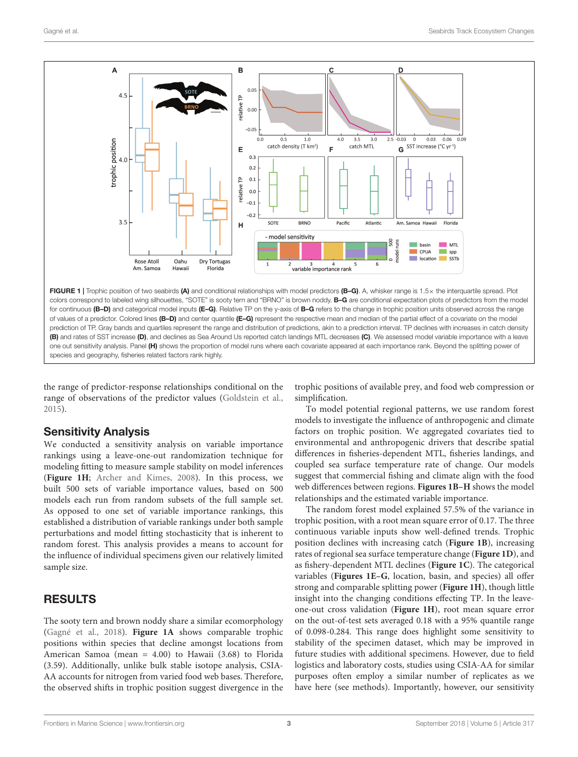**FIGURE 1 |** Trophic position of two seabirds **(A)** and conditional relationships with model predictors **(B–G)**. A, whisker range is 1.5× the interquartile spread. Plot colors correspond to labeled wing silhouettes, "SOTE" is sooty tern and "BRNO" is brown noddy. **B–G** are conditional expectation plots of predictors from the model for continuous **(B–D)** and categorical model inputs **(E–G)**. Relative TP on the y-axis of **B–G** refers to the change in trophic position units observed across the range of values of a predictor. Colored lines **(B–D)** and center quantile **(E–G)** represent the respective mean and median of the partial effect of a covariate on the model prediction of TP. Gray bands and quartiles represent the range and distribution of predictions, akin to a prediction interval. TP declines with increases in catch density **(B)** and rates of SST increase **(D)**, and declines as Sea Around Us reported catch landings MTL decreases **(C)**. We assessed model variable importance with a leave one out sensitivity analysis. Panel **(H)** shows the proportion of model runs where each covariate appeared at each importance rank. Beyond the splitting power of species and geography, fisheries related factors rank highly.

the range of predictor-response relationships conditional on the range of observations of the predictor values (Goldstein et al., 2015).

## Sensitivity Analysis

We conducted a sensitivity analysis on variable importance rankings using a leave-one-out randomization technique for modeling fitting to measure sample stability on model inferences (**Figure 1H**; Archer and Kimes, 2008). In this process, we built 500 sets of variable importance values, based on 500 models each run from random subsets of the full sample set. As opposed to one set of variable importance rankings, this established a distribution of variable rankings under both sample perturbations and model fitting stochasticity that is inherent to random forest. This analysis provides a means to account for the influence of individual specimens given our relatively limited sample size.

# RESULTS

The sooty tern and brown noddy share a similar ecomorphology (Gagné et al., 2018). **Figure 1A** shows comparable trophic positions within species that decline amongst locations from American Samoa (mean = 4.00) to Hawaii (3.68) to Florida (3.59). Additionally, unlike bulk stable isotope analysis, CSIA-AA accounts for nitrogen from varied food web bases. Therefore, the observed shifts in trophic position suggest divergence in the trophic positions of available prey, and food web compression or simplification.

To model potential regional patterns, we use random forest models to investigate the influence of anthropogenic and climate factors on trophic position. We aggregated covariates tied to environmental and anthropogenic drivers that describe spatial differences in fisheries-dependent MTL, fisheries landings, and coupled sea surface temperature rate of change. Our models suggest that commercial fishing and climate align with the food web differences between regions. **Figures 1B–H** shows the model relationships and the estimated variable importance.

The random forest model explained 57.5% of the variance in trophic position, with a root mean square error of 0.17. The three continuous variable inputs show well-defined trends. Trophic position declines with increasing catch (**Figure 1B**), increasing rates of regional sea surface temperature change (**Figure 1D**), and as fishery-dependent MTL declines (**Figure 1C**). The categorical variables (**Figures 1E–G**, location, basin, and species) all offer strong and comparable splitting power (**Figure 1H**), though little insight into the changing conditions effecting TP. In the leave-one-out cross validation (**Figure 1H**), root mean square error on the out-of-test sets averaged 0.18 with a 95% quantile range of 0.098-0.284. This range does highlight some sensitivity to stability of the specimen dataset, which may be improved in future studies with additional specimens. However, due to field logistics and laboratory costs, studies using CSIA-AA for similar purposes often employ a similar number of replicates as we have here (see methods). Importantly, however, our sensitivity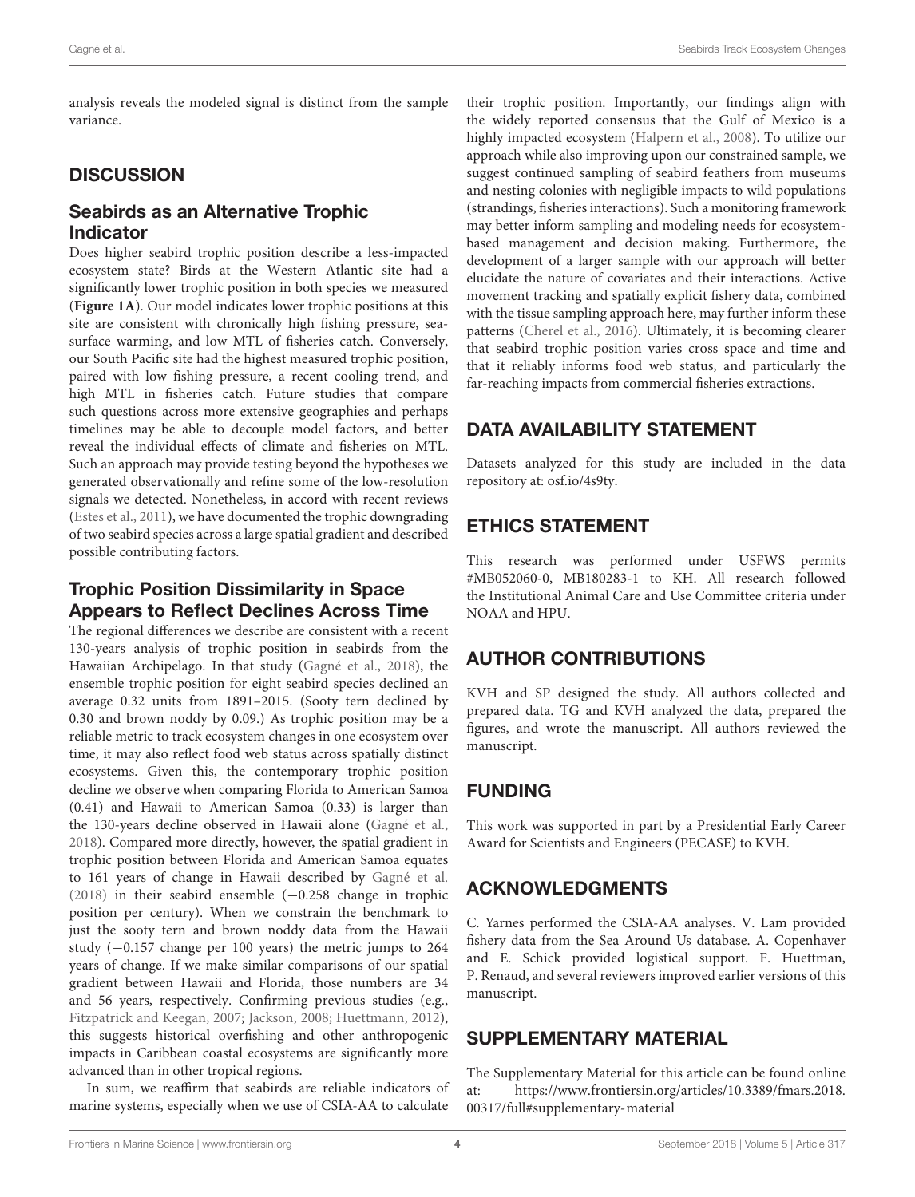analysis reveals the modeled signal is distinct from the sample variance.

## DISCUSSION

### Seabirds as an Alternative Trophic Indicator

Does higher seabird trophic position describe a less-impacted ecosystem state? Birds at the Western Atlantic site had a significantly lower trophic position in both species we measured (**Figure 1A**). Our model indicates lower trophic positions at this site are consistent with chronically high fishing pressure, sea-surface warming, and low MTL of fisheries catch. Conversely, our South Pacific site had the highest measured trophic position, paired with low fishing pressure, a recent cooling trend, and high MTL in fisheries catch. Future studies that compare such questions across more extensive geographies and perhaps timelines may be able to decouple model factors, and better reveal the individual effects of climate and fisheries on MTL. Such an approach may provide testing beyond the hypotheses we generated observationally and refine some of the low-resolution signals we detected. Nonetheless, in accord with recent reviews (Estes et al., 2011), we have documented the trophic downgrading of two seabird species across a large spatial gradient and described possible contributing factors.

### Trophic Position Dissimilarity in Space Appears to Reflect Declines Across Time

The regional differences we describe are consistent with a recent 130-years analysis of trophic position in seabirds from the Hawaiian Archipelago. In that study (Gagné et al., 2018), the ensemble trophic position for eight seabird species declined an average 0.32 units from 1891–2015. (Sooty tern declined by 0.30 and brown noddy by 0.09.) As trophic position may be a reliable metric to track ecosystem changes in one ecosystem over time, it may also reflect food web status across spatially distinct ecosystems. Given this, the contemporary trophic position decline we observe when comparing Florida to American Samoa (0.41) and Hawaii to American Samoa (0.33) is larger than the 130-years decline observed in Hawaii alone (Gagné et al., 2018). Compared more directly, however, the spatial gradient in trophic position between Florida and American Samoa equates to 161 years of change in Hawaii described by Gagné et al. (2018) in their seabird ensemble (−0.258 change in trophic position per century). When we constrain the benchmark to just the sooty tern and brown noddy data from the Hawaii study (−0.157 change per 100 years) the metric jumps to 264 years of change. If we make similar comparisons of our spatial gradient between Hawaii and Florida, those numbers are 34 and 56 years, respectively. Confirming previous studies (e.g., Fitzpatrick and Keegan, 2007; Jackson, 2008; Huettmann, 2012), this suggests historical overfishing and other anthropogenic impacts in Caribbean coastal ecosystems are significantly more advanced than in other tropical regions.

In sum, we reaffirm that seabirds are reliable indicators of marine systems, especially when we use of CSIA-AA to calculate their trophic position. Importantly, our findings align with the widely reported consensus that the Gulf of Mexico is a highly impacted ecosystem (Halpern et al., 2008). To utilize our approach while also improving upon our constrained sample, we suggest continued sampling of seabird feathers from museums and nesting colonies with negligible impacts to wild populations (strandings, fisheries interactions). Such a monitoring framework may better inform sampling and modeling needs for ecosystem-based management and decision making. Furthermore, the development of a larger sample with our approach will better elucidate the nature of covariates and their interactions. Active movement tracking and spatially explicit fishery data, combined with the tissue sampling approach here, may further inform these patterns (Cherel et al., 2016). Ultimately, it is becoming clearer that seabird trophic position varies cross space and time and that it reliably informs food web status, and particularly the far-reaching impacts from commercial fisheries extractions.

## DATA AVAILABILITY STATEMENT

Datasets analyzed for this study are included in the data repository at: osf.io/4s9ty.

## ETHICS STATEMENT

This research was performed under USFWS permits #MB052060-0, MB180283-1 to KH. All research followed the Institutional Animal Care and Use Committee criteria under NOAA and HPU.

## AUTHOR CONTRIBUTIONS

KVH and SP designed the study. All authors collected and prepared data. TG and KVH analyzed the data, prepared the figures, and wrote the manuscript. All authors reviewed the manuscript.

## FUNDING

This work was supported in part by a Presidential Early Career Award for Scientists and Engineers (PECASE) to KVH.

## ACKNOWLEDGMENTS

C. Yarnes performed the CSIA-AA analyses. V. Lam provided fishery data from the Sea Around Us database. A. Copenhaver and E. Schick provided logistical support. F. Huettman, P. Renaud, and several reviewers improved earlier versions of this manuscript.

## SUPPLEMENTARY MATERIAL

The Supplementary Material for this article can be found online at: https://www.frontiersin.org/articles/10.3389/fmars.2018.00317/full#supplementary-material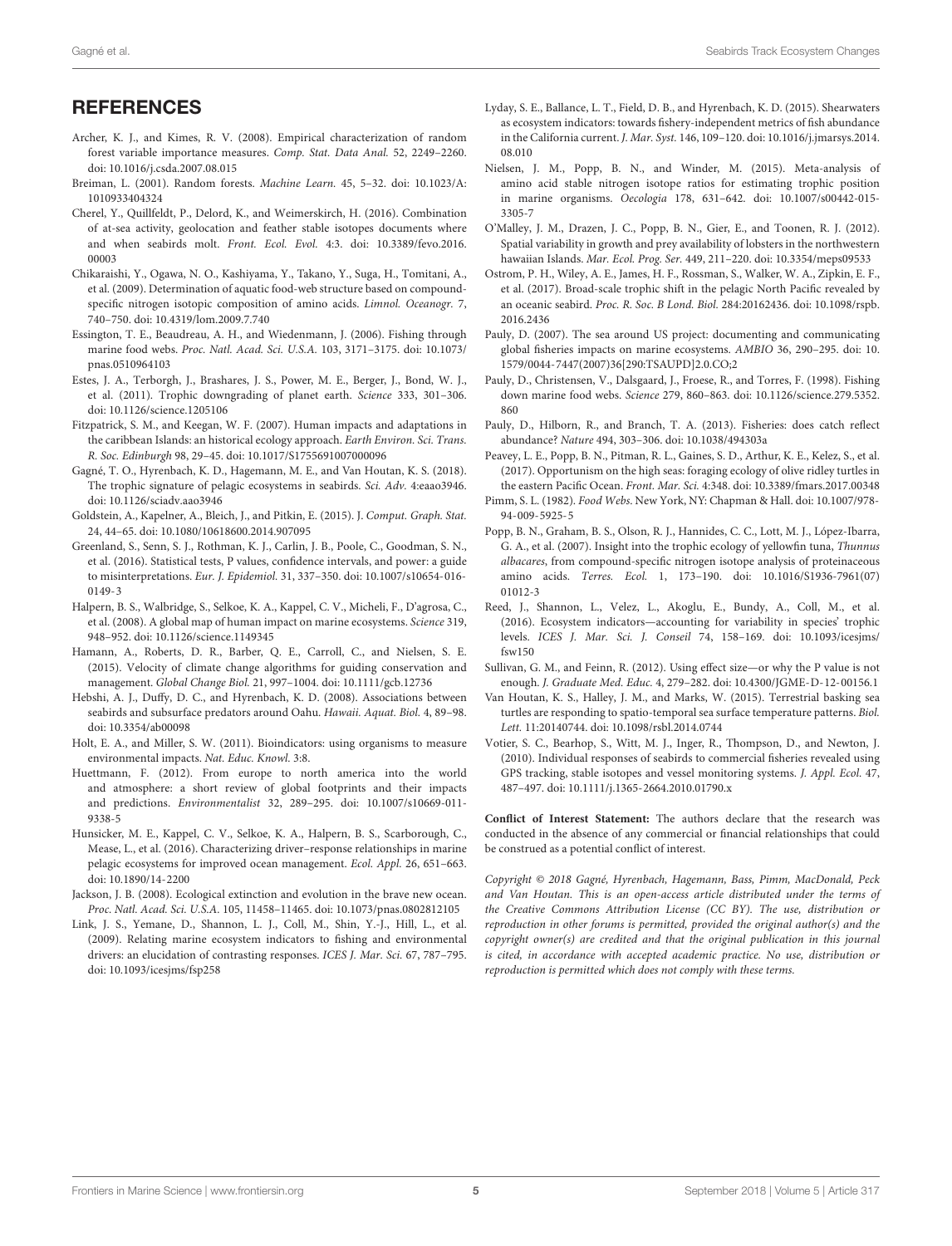## REFERENCES

Archer, K. J., and Kimes, R. V. (2008). Empirical characterization of random forest variable importance measures. *Comp. Stat. Data Anal.* 52, 2249–2260. doi: 10.1016/j.csda.2007.08.015

Breiman, L. (2001). Random forests. *Machine Learn.* 45, 5–32. doi: 10.1023/A:1010933404324

Cherel, Y., Quillfeldt, P., Delord, K., and Weimerskirch, H. (2016). Combination of at-sea activity, geolocation and feather stable isotopes documents where and when seabirds molt. *Front. Ecol. Evol.* 4:3. doi: 10.3389/fevo.2016.00003

Chikaraishi, Y., Ogawa, N. O., Kashiyama, Y., Takano, Y., Suga, H., Tomitani, A., et al. (2009). Determination of aquatic food-web structure based on compound-specific nitrogen isotopic composition of amino acids. *Limnol. Oceanogr.* 7, 740–750. doi: 10.4319/lom.2009.7.740

Essington, T. E., Beaudreau, A. H., and Wiedenmann, J. (2006). Fishing through marine food webs. *Proc. Natl. Acad. Sci. U.S.A.* 103, 3171–3175. doi: 10.1073/pnas.0510964103

Estes, J. A., Terborgh, J., Brashares, J. S., Power, M. E., Berger, J., Bond, W. J., et al. (2011). Trophic downgrading of planet earth. *Science* 333, 301–306. doi: 10.1126/science.1205106

Fitzpatrick, S. M., and Keegan, W. F. (2007). Human impacts and adaptations in the caribbean Islands: an historical ecology approach. *Earth Environ. Sci. Trans. R. Soc. Edinburgh* 98, 29–45. doi: 10.1017/S1755691007000096

Gagné, T. O., Hyrenbach, K. D., Hagemann, M. E., and Van Houtan, K. S. (2018). The trophic signature of pelagic ecosystems in seabirds. *Sci. Adv.* 4:eaao3946. doi: 10.1126/sciadv.aao3946

Goldstein, A., Kapelner, A., Bleich, J., and Pitkin, E. (2015). J. *Comput. Graph. Stat.* 24, 44–65. doi: 10.1080/10618600.2014.907095

Greenland, S., Senn, S. J., Rothman, K. J., Carlin, J. B., Poole, C., Goodman, S. N., et al. (2016). Statistical tests, P values, confidence intervals, and power: a guide to misinterpretations. *Eur. J. Epidemiol.* 31, 337–350. doi: 10.1007/s10654-016-0149-3

Halpern, B. S., Walbridge, S., Selkoe, K. A., Kappel, C. V., Micheli, F., D'agrosa, C., et al. (2008). A global map of human impact on marine ecosystems. *Science* 319, 948–952. doi: 10.1126/science.1149345

Hamann, A., Roberts, D. R., Barber, Q. E., Carroll, C., and Nielsen, S. E. (2015). Velocity of climate change algorithms for guiding conservation and management. *Global Change Biol.* 21, 997–1004. doi: 10.1111/gcb.12736

Hebshi, A. J., Duffy, D. C., and Hyrenbach, K. D. (2008). Associations between seabirds and subsurface predators around Oahu. *Hawaii. Aquat. Biol.* 4, 89–98. doi: 10.3354/ab00098

Holt, E. A., and Miller, S. W. (2011). Bioindicators: using organisms to measure environmental impacts. *Nat. Educ. Knowl.* 3:8.

Huettmann, F. (2012). From europe to north america into the world and atmosphere: a short review of global footprints and their impacts and predictions. *Environmentalist* 32, 289–295. doi: 10.1007/s10669-011-9338-5

Hunsicker, M. E., Kappel, C. V., Selkoe, K. A., Halpern, B. S., Scarborough, C., Mease, L., et al. (2016). Characterizing driver–response relationships in marine pelagic ecosystems for improved ocean management. *Ecol. Appl.* 26, 651–663. doi: 10.1890/14-2200

Jackson, J. B. (2008). Ecological extinction and evolution in the brave new ocean. *Proc. Natl. Acad. Sci. U.S.A.* 105, 11458–11465. doi: 10.1073/pnas.0802812105

Link, J. S., Yemane, D., Shannon, L. J., Coll, M., Shin, Y.-J., Hill, L., et al. (2009). Relating marine ecosystem indicators to fishing and environmental drivers: an elucidation of contrasting responses. *ICES J. Mar. Sci.* 67, 787–795. doi: 10.1093/icesjms/fsp258

Lyday, S. E., Ballance, L. T., Field, D. B., and Hyrenbach, K. D. (2015). Shearwaters as ecosystem indicators: towards fishery-independent metrics of fish abundance in the California current. *J. Mar. Syst.* 146, 109–120. doi: 10.1016/j.jmarsys.2014.08.010

Nielsen, J. M., Popp, B. N., and Winder, M. (2015). Meta-analysis of amino acid stable nitrogen isotope ratios for estimating trophic position in marine organisms. *Oecologia* 178, 631–642. doi: 10.1007/s00442-015-3305-7

O'Malley, J. M., Drazen, J. C., Popp, B. N., Gier, E., and Toonen, R. J. (2012). Spatial variability in growth and prey availability of lobsters in the northwestern hawaiian Islands. *Mar. Ecol. Prog. Ser.* 449, 211–220. doi: 10.3354/meps09533

Ostrom, P. H., Wiley, A. E., James, H. F., Rossman, S., Walker, W. A., Zipkin, E. F., et al. (2017). Broad-scale trophic shift in the pelagic North Pacific revealed by an oceanic seabird. *Proc. R. Soc. B Lond. Biol.* 284:20162436. doi: 10.1098/rspb.2016.2436

Pauly, D. (2007). The sea around US project: documenting and communicating global fisheries impacts on marine ecosystems. *AMBIO* 36, 290–295. doi: 10.1579/0044-7447(2007)36[290:TSAUPD]2.0.CO;2

Pauly, D., Christensen, V., Dalsgaard, J., Froese, R., and Torres, F. (1998). Fishing down marine food webs. *Science* 279, 860–863. doi: 10.1126/science.279.5352.860

Pauly, D., Hilborn, R., and Branch, T. A. (2013). Fisheries: does catch reflect abundance? *Nature* 494, 303–306. doi: 10.1038/494303a

Peavey, L. E., Popp, B. N., Pitman, R. L., Gaines, S. D., Arthur, K. E., Kelez, S., et al. (2017). Opportunism on the high seas: foraging ecology of olive ridley turtles in the eastern Pacific Ocean. *Front. Mar. Sci.* 4:348. doi: 10.3389/fmars.2017.00348

Pimm, S. L. (1982). *Food Webs*. New York, NY: Chapman & Hall. doi: 10.1007/978-94-009-5925-5

Popp, B. N., Graham, B. S., Olson, R. J., Hannides, C. C., Lott, M. J., López-Ibarra, G. A., et al. (2007). Insight into the trophic ecology of yellowfin tuna, *Thunnus albacares*, from compound-specific nitrogen isotope analysis of proteinaceous amino acids. *Terres. Ecol.* 1, 173–190. doi: 10.1016/S1936-7961(07)01012-3

Reed, J., Shannon, L., Velez, L., Akoglu, E., Bundy, A., Coll, M., et al. (2016). Ecosystem indicators—accounting for variability in species' trophic levels. *ICES J. Mar. Sci. J. Conseil* 74, 158–169. doi: 10.1093/icesjms/fsw150

Sullivan, G. M., and Feinn, R. (2012). Using effect size—or why the P value is not enough. *J. Graduate Med. Educ.* 4, 279–282. doi: 10.4300/JGME-D-12-00156.1

Van Houtan, K. S., Halley, J. M., and Marks, W. (2015). Terrestrial basking sea turtles are responding to spatio-temporal sea surface temperature patterns. *Biol. Lett.* 11:20140744. doi: 10.1098/rsbl.2014.0744

Votier, S. C., Bearhop, S., Witt, M. J., Inger, R., Thompson, D., and Newton, J. (2010). Individual responses of seabirds to commercial fisheries revealed using GPS tracking, stable isotopes and vessel monitoring systems. *J. Appl. Ecol.* 47, 487–497. doi: 10.1111/j.1365-2664.2010.01790.x

**Conflict of Interest Statement:** The authors declare that the research was conducted in the absence of any commercial or financial relationships that could be construed as a potential conflict of interest.

*Copyright © 2018 Gagné, Hyrenbach, Hagemann, Bass, Pimm, MacDonald, Peck and Van Houtan. This is an open-access article distributed under the terms of the Creative Commons Attribution License (CC BY). The use, distribution or reproduction in other forums is permitted, provided the original author(s) and the copyright owner(s) are credited and that the original publication in this journal is cited, in accordance with accepted academic practice. No use, distribution or reproduction is permitted which does not comply with these terms.*